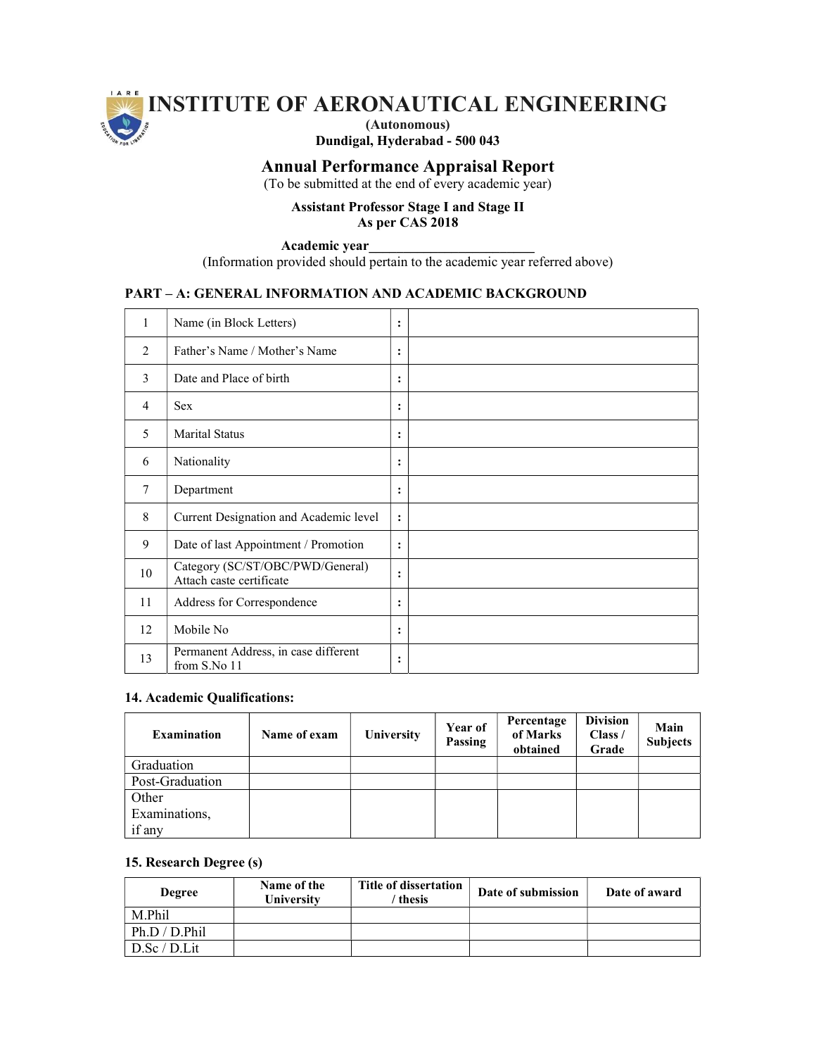# INSTITUTE OF AERONAUTICAL ENGINEERING

**(Autonomous)**
**Dundigal, Hyderabad - 500 043**

## Annual Performance Appraisal Report

(To be submitted at the end of every academic year)

**Assistant Professor Stage I and Stage II**
**As per CAS 2018**

**Academic year________________________**
(Information provided should pertain to the academic year referred above)

### PART – A: GENERAL INFORMATION AND ACADEMIC BACKGROUND

| | | | |
|---|---|---|---|
| 1 | Name (in Block Letters) | : | |
| 2 | Father's Name / Mother's Name | : | |
| 3 | Date and Place of birth | : | |
| 4 | Sex | : | |
| 5 | Marital Status | : | |
| 6 | Nationality | : | |
| 7 | Department | : | |
| 8 | Current Designation and Academic level | : | |
| 9 | Date of last Appointment / Promotion | : | |
| 10 | Category (SC/ST/OBC/PWD/General) Attach caste certificate | : | |
| 11 | Address for Correspondence | : | |
| 12 | Mobile No | : | |
| 13 | Permanent Address, in case different from S.No 11 | : | |

**14. Academic Qualifications:**

| Examination | Name of exam | University | Year of Passing | Percentage of Marks obtained | Division Class / Grade | Main Subjects |
|---|---|---|---|---|---|---|
| Graduation | | | | | | |
| Post-Graduation | | | | | | |
| Other Examinations, if any | | | | | | |

**15. Research Degree (s)**

| Degree | Name of the University | Title of dissertation / thesis | Date of submission | Date of award |
|---|---|---|---|---|
| M.Phil | | | | |
| Ph.D / D.Phil | | | | |
| D.Sc / D.Lit | | | | |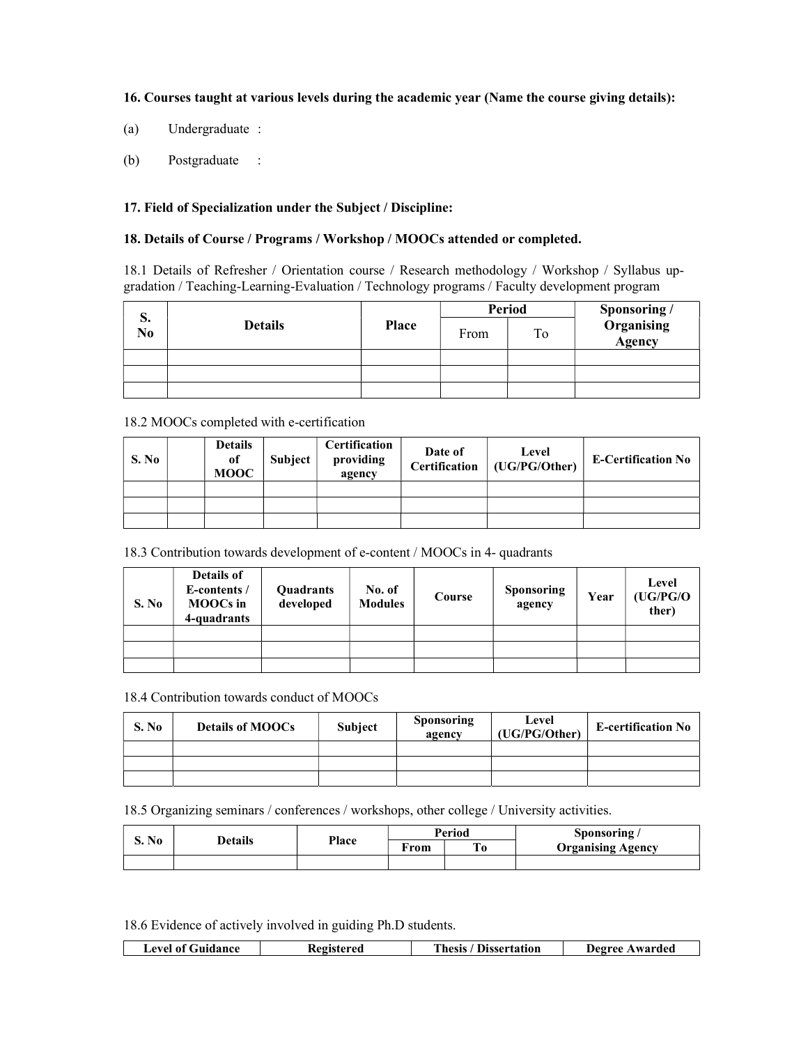**16. Courses taught at various levels during the academic year (Name the course giving details):**

(a) Undergraduate :

(b) Postgraduate :

**17. Field of Specialization under the Subject / Discipline:**

**18. Details of Course / Programs / Workshop / MOOCs attended or completed.**

18.1 Details of Refresher / Orientation course / Research methodology / Workshop / Syllabus up-gradation / Teaching-Learning-Evaluation / Technology programs / Faculty development program

| S. No | Details | Place | Period | | Sponsoring / Organising Agency |
|---|---|---|---|---|---|
| | | | From | To | |
| | | | | | |
| | | | | | |
| | | | | | |

18.2 MOOCs completed with e-certification

| S. No | | Details of MOOC | Subject | Certification providing agency | Date of Certification | Level (UG/PG/Other) | E-Certification No |
|---|---|---|---|---|---|---|---|
| | | | | | | | |
| | | | | | | | |
| | | | | | | | |

18.3 Contribution towards development of e-content / MOOCs in 4- quadrants

| S. No | Details of E-contents / MOOCs in 4-quadrants | Quadrants developed | No. of Modules | Course | Sponsoring agency | Year | Level (UG/PG/Other) |
|---|---|---|---|---|---|---|---|
| | | | | | | | |
| | | | | | | | |
| | | | | | | | |

18.4 Contribution towards conduct of MOOCs

| S. No | Details of MOOCs | Subject | Sponsoring agency | Level (UG/PG/Other) | E-certification No |
|---|---|---|---|---|---|
| | | | | | |
| | | | | | |
| | | | | | |

18.5 Organizing seminars / conferences / workshops, other college / University activities.

| S. No | Details | Place | Period | | Sponsoring / Organising Agency |
|---|---|---|---|---|---|
| | | | From | To | |
| | | | | | |

18.6 Evidence of actively involved in guiding Ph.D students.

| Level of Guidance | Registered | Thesis / Dissertation | Degree Awarded |
|---|---|---|---|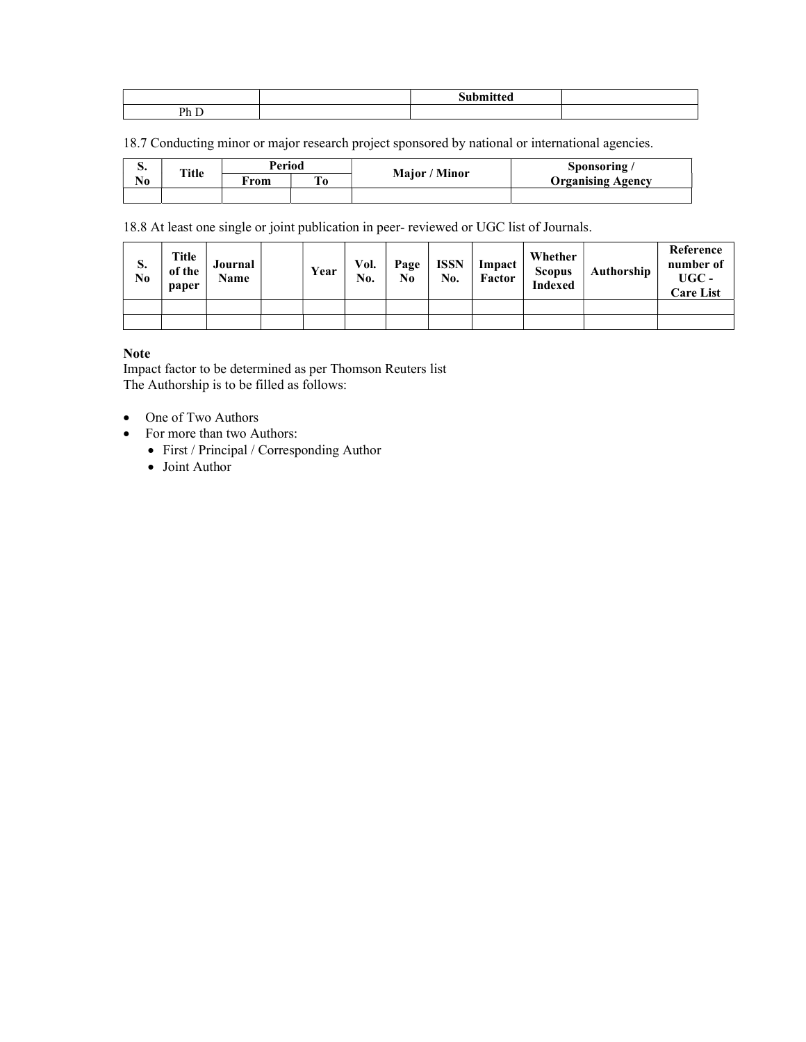| | | Submitted | |
|---|---|---|---|
| Ph D | | | |

18.7 Conducting minor or major research project sponsored by national or international agencies.

| S. No | Title | Period | | Major / Minor | Sponsoring / Organising Agency |
|---|---|---|---|---|---|
| | | From | To | | |
| | | | | | |

18.8 At least one single or joint publication in peer- reviewed or UGC list of Journals.

| S. No | Title of the paper | Journal Name | | Year | Vol. No. | Page No | ISSN No. | Impact Factor | Whether Scopus Indexed | Authorship | Reference number of UGC - Care List |
|---|---|---|---|---|---|---|---|---|---|---|---|
| | | | | | | | | | | | |
| | | | | | | | | | | | |

**Note**

Impact factor to be determined as per Thomson Reuters list
The Authorship is to be filled as follows:

- One of Two Authors
- For more than two Authors:
  - First / Principal / Corresponding Author
  - Joint Author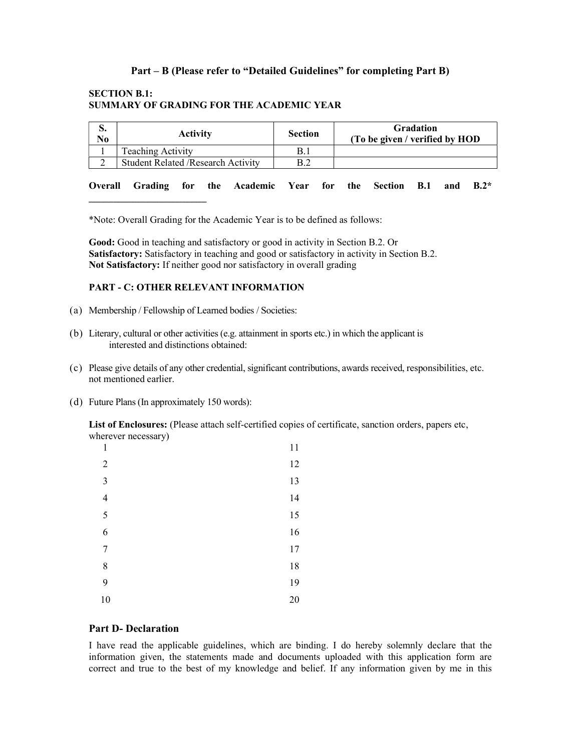### Part – B (Please refer to "Detailed Guidelines" for completing Part B)

**SECTION B.1:**
**SUMMARY OF GRADING FOR THE ACADEMIC YEAR**

| S. No | Activity | Section | Gradation (To be given / verified by HOD |
|---|---|---|---|
| 1 | Teaching Activity | B.1 | |
| 2 | Student Related /Research Activity | B.2 | |

**Overall Grading for the Academic Year for the Section B.1 and B.2\* \_\_\_\_\_\_\_\_\_\_\_\_\_\_\_\_\_\_\_\_\_\_\_\_**

*Note: Overall Grading for the Academic Year is to be defined as follows:

**Good:** Good in teaching and satisfactory or good in activity in Section B.2. Or
**Satisfactory:** Satisfactory in teaching and good or satisfactory in activity in Section B.2.
**Not Satisfactory:** If neither good nor satisfactory in overall grading

### PART - C: OTHER RELEVANT INFORMATION

(a) Membership / Fellowship of Learned bodies / Societies:

(b) Literary, cultural or other activities (e.g. attainment in sports etc.) in which the applicant is interested and distinctions obtained:

(c) Please give details of any other credential, significant contributions, awards received, responsibilities, etc. not mentioned earlier.

(d) Future Plans (In approximately 150 words):

**List of Enclosures:** (Please attach self-certified copies of certificate, sanction orders, papers etc, wherever necessary)

| | |
|---|---|
| 1 | 11 |
| 2 | 12 |
| 3 | 13 |
| 4 | 14 |
| 5 | 15 |
| 6 | 16 |
| 7 | 17 |
| 8 | 18 |
| 9 | 19 |
| 10 | 20 |

### Part D- Declaration

I have read the applicable guidelines, which are binding. I do hereby solemnly declare that the information given, the statements made and documents uploaded with this application form are correct and true to the best of my knowledge and belief. If any information given by me in this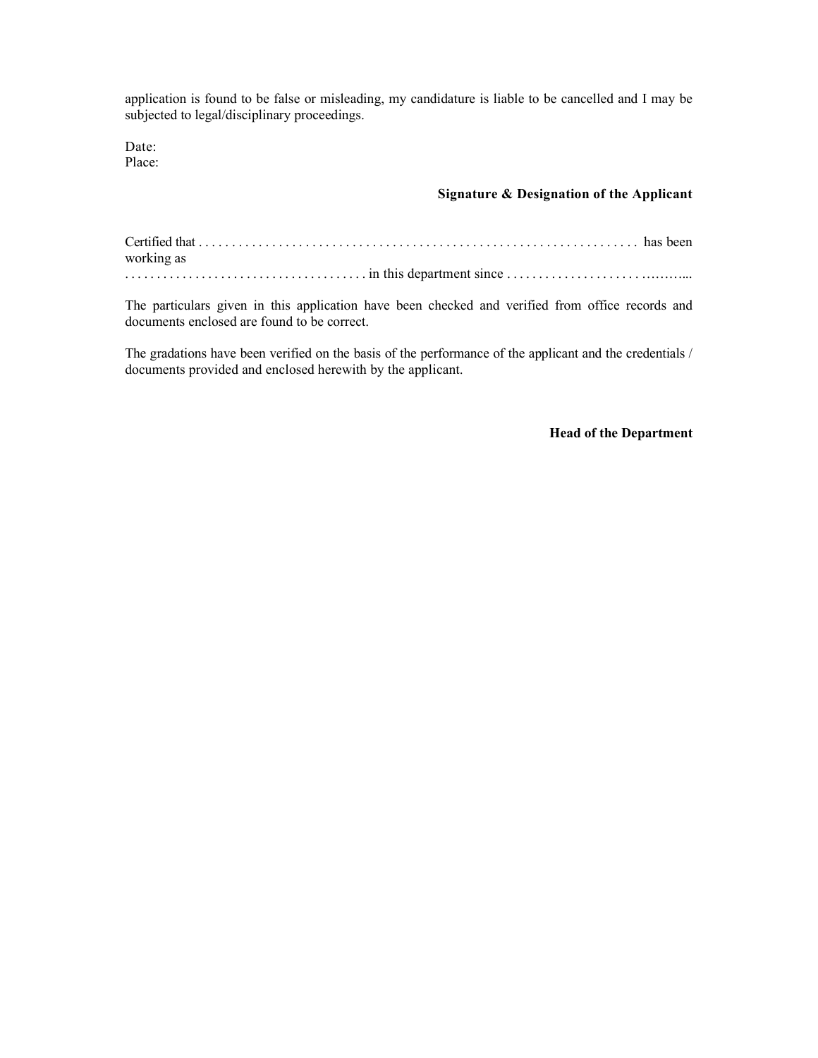application is found to be false or misleading, my candidature is liable to be cancelled and I may be subjected to legal/disciplinary proceedings.

Date:
Place:

**Signature & Designation of the Applicant**

Certified that . . . . . . . . . . . . . . . . . . . . . . . . . . . . . . . . . . . . . . . . . . . . . . . . . . . . . . . . . . . . . . . . . . has been working as
. . . . . . . . . . . . . . . . . . . . . . . . . . . . . . . . . . . . . in this department since . . . . . . . . . . . . . . . . . . . . . .……...

The particulars given in this application have been checked and verified from office records and documents enclosed are found to be correct.

The gradations have been verified on the basis of the performance of the applicant and the credentials / documents provided and enclosed herewith by the applicant.

**Head of the Department**